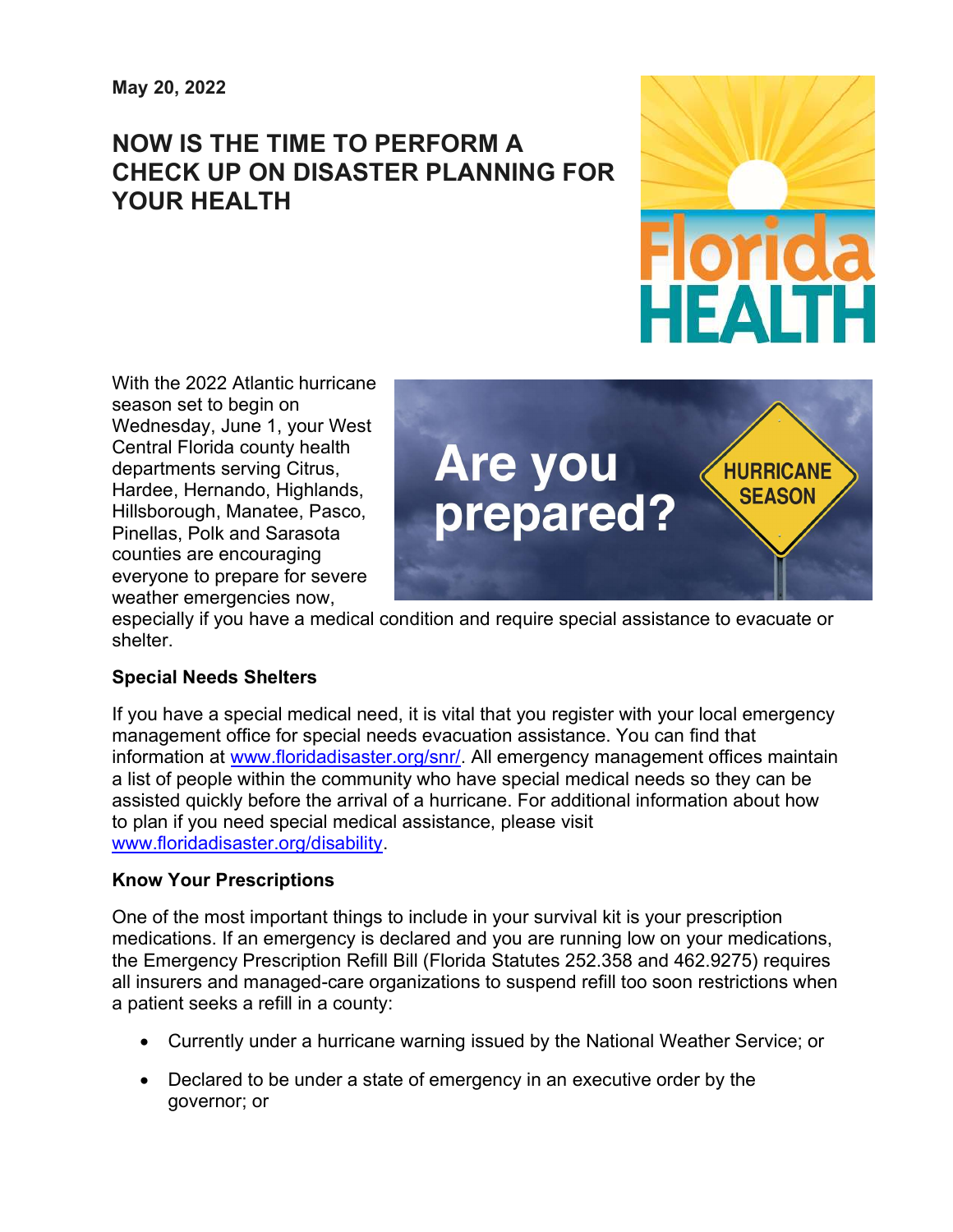May 20, 2022

# NOW IS THE TIME TO PERFORM A CHECK UP ON DISASTER PLANNING FOR YOUR HEALTH

With the 2022 Atlantic hurricane season set to begin on Wednesday, June 1, your West Central Florida county health departments serving Citrus, Hardee, Hernando, Highlands, Hillsborough, Manatee, Pasco, Pinellas, Polk and Sarasota counties are encouraging everyone to prepare for severe weather emergencies now, especially if you have a medical condition and require special assistance to evacuate or shelter.

### Special Needs Shelters

If you have a special medical need, it is vital that you register with your local emergency management office for special needs evacuation assistance. You can find that information at [www.floridadisaster.org/snr/](http://www.floridadisaster.org/snr/). All emergency management offices maintain a list of people within the community who have special medical needs so they can be assisted quickly before the arrival of a hurricane. For additional information about how to plan if you need special medical assistance, please visit [www.floridadisaster.org/disability](http://www.floridadisaster.org/disability).

### Know Your Prescriptions

One of the most important things to include in your survival kit is your prescription medications. If an emergency is declared and you are running low on your medications, the Emergency Prescription Refill Bill (Florida Statutes 252.358 and 462.9275) requires all insurers and managed-care organizations to suspend refill too soon restrictions when a patient seeks a refill in a county:

- Currently under a hurricane warning issued by the National Weather Service; or
- Declared to be under a state of emergency in an executive order by the governor; or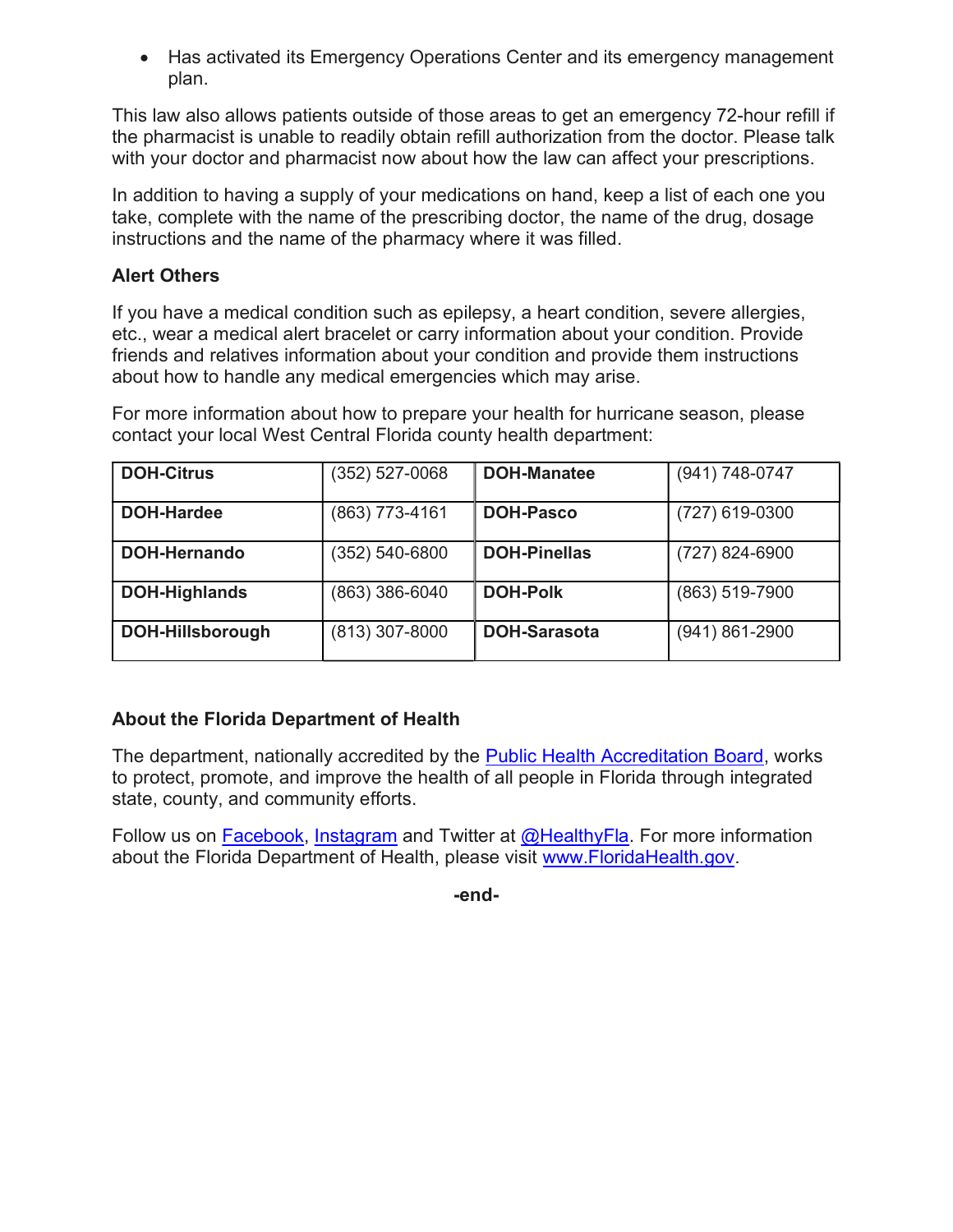- Has activated its Emergency Operations Center and its emergency management plan.

This law also allows patients outside of those areas to get an emergency 72-hour refill if the pharmacist is unable to readily obtain refill authorization from the doctor. Please talk with your doctor and pharmacist now about how the law can affect your prescriptions.

In addition to having a supply of your medications on hand, keep a list of each one you take, complete with the name of the prescribing doctor, the name of the drug, dosage instructions and the name of the pharmacy where it was filled.

**Alert Others**

If you have a medical condition such as epilepsy, a heart condition, severe allergies, etc., wear a medical alert bracelet or carry information about your condition. Provide friends and relatives information about your condition and provide them instructions about how to handle any medical emergencies which may arise.

For more information about how to prepare your health for hurricane season, please contact your local West Central Florida county health department:

| | | | |
|---|---|---|---|
| **DOH-Citrus** | (352) 527-0068 | **DOH-Manatee** | (941) 748-0747 |
| **DOH-Hardee** | (863) 773-4161 | **DOH-Pasco** | (727) 619-0300 |
| **DOH-Hernando** | (352) 540-6800 | **DOH-Pinellas** | (727) 824-6900 |
| **DOH-Highlands** | (863) 386-6040 | **DOH-Polk** | (863) 519-7900 |
| **DOH-Hillsborough** | (813) 307-8000 | **DOH-Sarasota** | (941) 861-2900 |

**About the Florida Department of Health**

The department, nationally accredited by the Public Health Accreditation Board, works to protect, promote, and improve the health of all people in Florida through integrated state, county, and community efforts.

Follow us on Facebook, Instagram and Twitter at @HealthyFla. For more information about the Florida Department of Health, please visit www.FloridaHealth.gov.

**-end-**